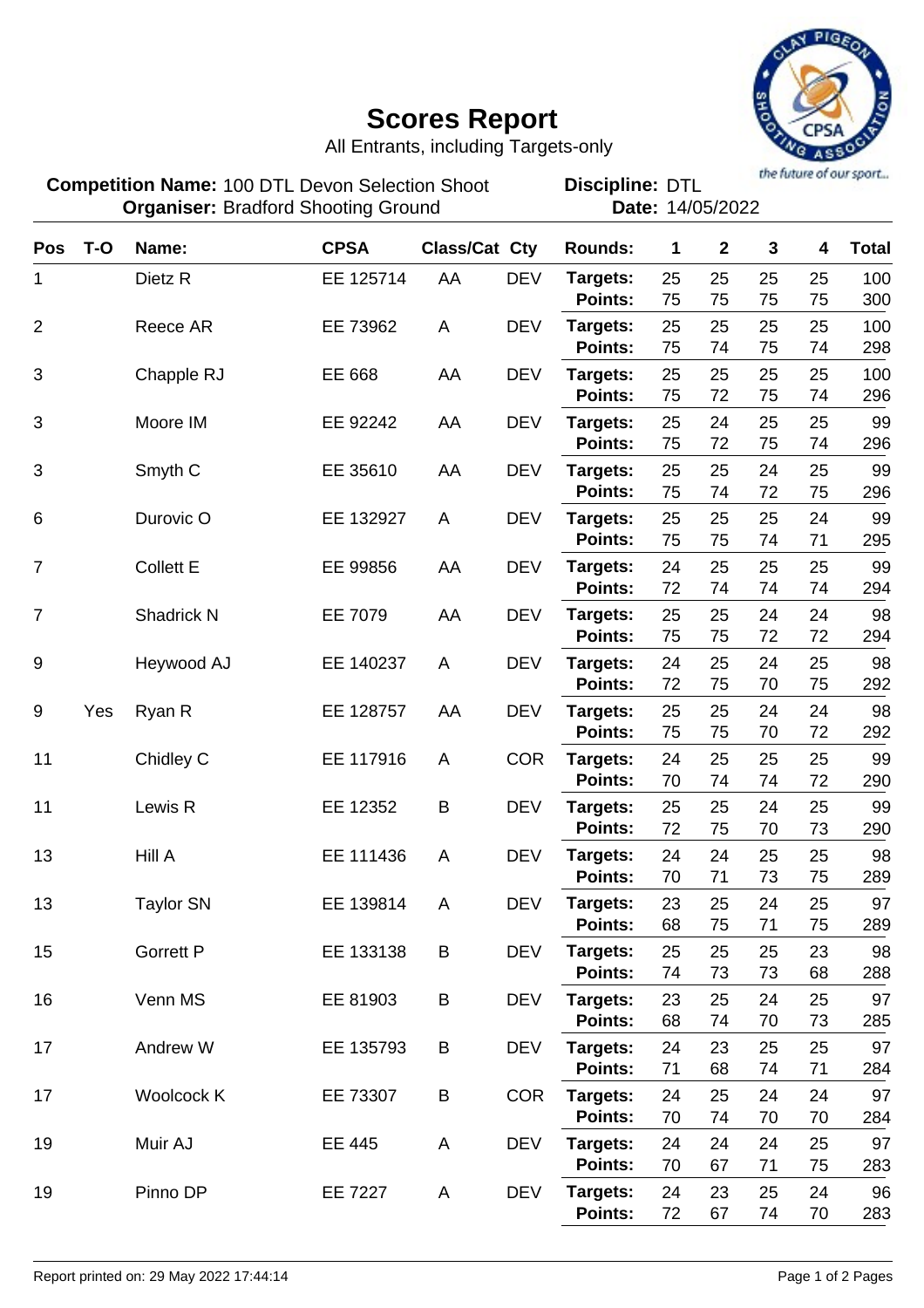# Scores Report

All Entrants, including Targets-only

**Competition Name:** 100 DTL Devon Selection Shoot
**Organiser:** Bradford Shooting Ground

**Discipline:** DTL
**Date:** 14/05/2022

| Pos | T-O | Name: | CPSA | Class/Cat | Cty | Rounds: | 1 | 2 | 3 | 4 | Total |
|---|---|---|---|---|---|---|---|---|---|---|---|
| 1 | | Dietz R | EE 125714 | AA | DEV | **Targets:** | 25 | 25 | 25 | 25 | 100 |
| | | | | | | **Points:** | 75 | 75 | 75 | 75 | 300 |
| 2 | | Reece AR | EE 73962 | A | DEV | **Targets:** | 25 | 25 | 25 | 25 | 100 |
| | | | | | | **Points:** | 75 | 74 | 75 | 74 | 298 |
| 3 | | Chapple RJ | EE 668 | AA | DEV | **Targets:** | 25 | 25 | 25 | 25 | 100 |
| | | | | | | **Points:** | 75 | 72 | 75 | 74 | 296 |
| 3 | | Moore IM | EE 92242 | AA | DEV | **Targets:** | 25 | 24 | 25 | 25 | 99 |
| | | | | | | **Points:** | 75 | 72 | 75 | 74 | 296 |
| 3 | | Smyth C | EE 35610 | AA | DEV | **Targets:** | 25 | 25 | 24 | 25 | 99 |
| | | | | | | **Points:** | 75 | 74 | 72 | 75 | 296 |
| 6 | | Durovic O | EE 132927 | A | DEV | **Targets:** | 25 | 25 | 25 | 24 | 99 |
| | | | | | | **Points:** | 75 | 75 | 74 | 71 | 295 |
| 7 | | Collett E | EE 99856 | AA | DEV | **Targets:** | 24 | 25 | 25 | 25 | 99 |
| | | | | | | **Points:** | 72 | 74 | 74 | 74 | 294 |
| 7 | | Shadrick N | EE 7079 | AA | DEV | **Targets:** | 25 | 25 | 24 | 24 | 98 |
| | | | | | | **Points:** | 75 | 75 | 72 | 72 | 294 |
| 9 | | Heywood AJ | EE 140237 | A | DEV | **Targets:** | 24 | 25 | 24 | 25 | 98 |
| | | | | | | **Points:** | 72 | 75 | 70 | 75 | 292 |
| 9 | Yes | Ryan R | EE 128757 | AA | DEV | **Targets:** | 25 | 25 | 24 | 24 | 98 |
| | | | | | | **Points:** | 75 | 75 | 70 | 72 | 292 |
| 11 | | Chidley C | EE 117916 | A | COR | **Targets:** | 24 | 25 | 25 | 25 | 99 |
| | | | | | | **Points:** | 70 | 74 | 74 | 72 | 290 |
| 11 | | Lewis R | EE 12352 | B | DEV | **Targets:** | 25 | 25 | 24 | 25 | 99 |
| | | | | | | **Points:** | 72 | 75 | 70 | 73 | 290 |
| 13 | | Hill A | EE 111436 | A | DEV | **Targets:** | 24 | 24 | 25 | 25 | 98 |
| | | | | | | **Points:** | 70 | 71 | 73 | 75 | 289 |
| 13 | | Taylor SN | EE 139814 | A | DEV | **Targets:** | 23 | 25 | 24 | 25 | 97 |
| | | | | | | **Points:** | 68 | 75 | 71 | 75 | 289 |
| 15 | | Gorrett P | EE 133138 | B | DEV | **Targets:** | 25 | 25 | 25 | 23 | 98 |
| | | | | | | **Points:** | 74 | 73 | 73 | 68 | 288 |
| 16 | | Venn MS | EE 81903 | B | DEV | **Targets:** | 23 | 25 | 24 | 25 | 97 |
| | | | | | | **Points:** | 68 | 74 | 70 | 73 | 285 |
| 17 | | Andrew W | EE 135793 | B | DEV | **Targets:** | 24 | 23 | 25 | 25 | 97 |
| | | | | | | **Points:** | 71 | 68 | 74 | 71 | 284 |
| 17 | | Woolcock K | EE 73307 | B | COR | **Targets:** | 24 | 25 | 24 | 24 | 97 |
| | | | | | | **Points:** | 70 | 74 | 70 | 70 | 284 |
| 19 | | Muir AJ | EE 445 | A | DEV | **Targets:** | 24 | 24 | 24 | 25 | 97 |
| | | | | | | **Points:** | 70 | 67 | 71 | 75 | 283 |
| 19 | | Pinno DP | EE 7227 | A | DEV | **Targets:** | 24 | 23 | 25 | 24 | 96 |
| | | | | | | **Points:** | 72 | 67 | 74 | 70 | 283 |

Report printed on: 29 May 2022 17:44:14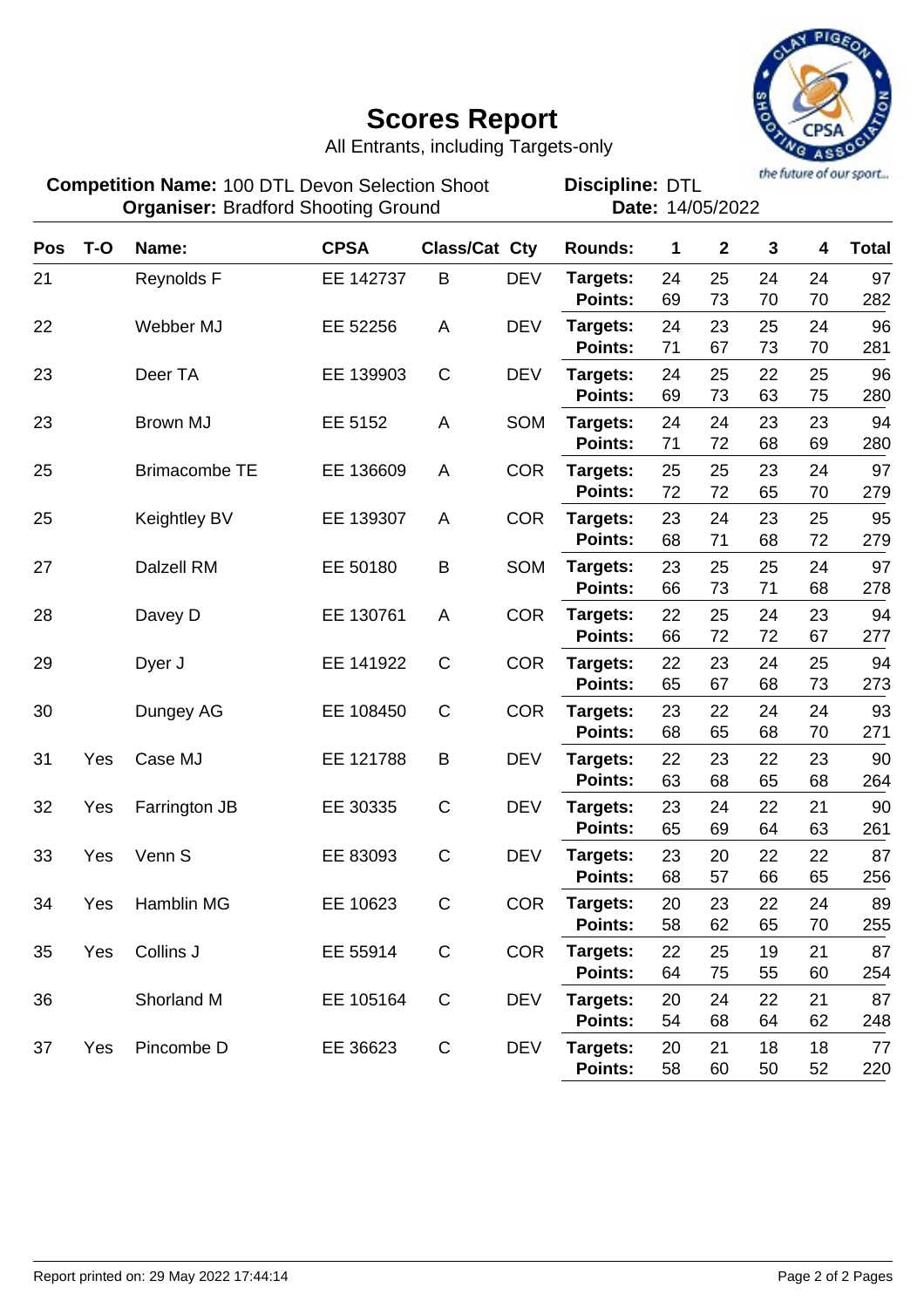# Scores Report

All Entrants, including Targets-only

**Competition Name:** 100 DTL Devon Selection Shoot
**Organiser:** Bradford Shooting Ground

**Discipline:** DTL
**Date:** 14/05/2022

| Pos | T-O | Name: | CPSA | Class/Cat | Cty | Rounds: | 1 | 2 | 3 | 4 | Total |
|---|---|---|---|---|---|---|---|---|---|---|---|
| 21 | | Reynolds F | EE 142737 | B | DEV | **Targets:** | 24 | 25 | 24 | 24 | 97 |
| | | | | | | **Points:** | 69 | 73 | 70 | 70 | 282 |
| 22 | | Webber MJ | EE 52256 | A | DEV | **Targets:** | 24 | 23 | 25 | 24 | 96 |
| | | | | | | **Points:** | 71 | 67 | 73 | 70 | 281 |
| 23 | | Deer TA | EE 139903 | C | DEV | **Targets:** | 24 | 25 | 22 | 25 | 96 |
| | | | | | | **Points:** | 69 | 73 | 63 | 75 | 280 |
| 23 | | Brown MJ | EE 5152 | A | SOM | **Targets:** | 24 | 24 | 23 | 23 | 94 |
| | | | | | | **Points:** | 71 | 72 | 68 | 69 | 280 |
| 25 | | Brimacombe TE | EE 136609 | A | COR | **Targets:** | 25 | 25 | 23 | 24 | 97 |
| | | | | | | **Points:** | 72 | 72 | 65 | 70 | 279 |
| 25 | | Keightley BV | EE 139307 | A | COR | **Targets:** | 23 | 24 | 23 | 25 | 95 |
| | | | | | | **Points:** | 68 | 71 | 68 | 72 | 279 |
| 27 | | Dalzell RM | EE 50180 | B | SOM | **Targets:** | 23 | 25 | 25 | 24 | 97 |
| | | | | | | **Points:** | 66 | 73 | 71 | 68 | 278 |
| 28 | | Davey D | EE 130761 | A | COR | **Targets:** | 22 | 25 | 24 | 23 | 94 |
| | | | | | | **Points:** | 66 | 72 | 72 | 67 | 277 |
| 29 | | Dyer J | EE 141922 | C | COR | **Targets:** | 22 | 23 | 24 | 25 | 94 |
| | | | | | | **Points:** | 65 | 67 | 68 | 73 | 273 |
| 30 | | Dungey AG | EE 108450 | C | COR | **Targets:** | 23 | 22 | 24 | 24 | 93 |
| | | | | | | **Points:** | 68 | 65 | 68 | 70 | 271 |
| 31 | Yes | Case MJ | EE 121788 | B | DEV | **Targets:** | 22 | 23 | 22 | 23 | 90 |
| | | | | | | **Points:** | 63 | 68 | 65 | 68 | 264 |
| 32 | Yes | Farrington JB | EE 30335 | C | DEV | **Targets:** | 23 | 24 | 22 | 21 | 90 |
| | | | | | | **Points:** | 65 | 69 | 64 | 63 | 261 |
| 33 | Yes | Venn S | EE 83093 | C | DEV | **Targets:** | 23 | 20 | 22 | 22 | 87 |
| | | | | | | **Points:** | 68 | 57 | 66 | 65 | 256 |
| 34 | Yes | Hamblin MG | EE 10623 | C | COR | **Targets:** | 20 | 23 | 22 | 24 | 89 |
| | | | | | | **Points:** | 58 | 62 | 65 | 70 | 255 |
| 35 | Yes | Collins J | EE 55914 | C | COR | **Targets:** | 22 | 25 | 19 | 21 | 87 |
| | | | | | | **Points:** | 64 | 75 | 55 | 60 | 254 |
| 36 | | Shorland M | EE 105164 | C | DEV | **Targets:** | 20 | 24 | 22 | 21 | 87 |
| | | | | | | **Points:** | 54 | 68 | 64 | 62 | 248 |
| 37 | Yes | Pincombe D | EE 36623 | C | DEV | **Targets:** | 20 | 21 | 18 | 18 | 77 |
| | | | | | | **Points:** | 58 | 60 | 50 | 52 | 220 |

Report printed on: 29 May 2022 17:44:14